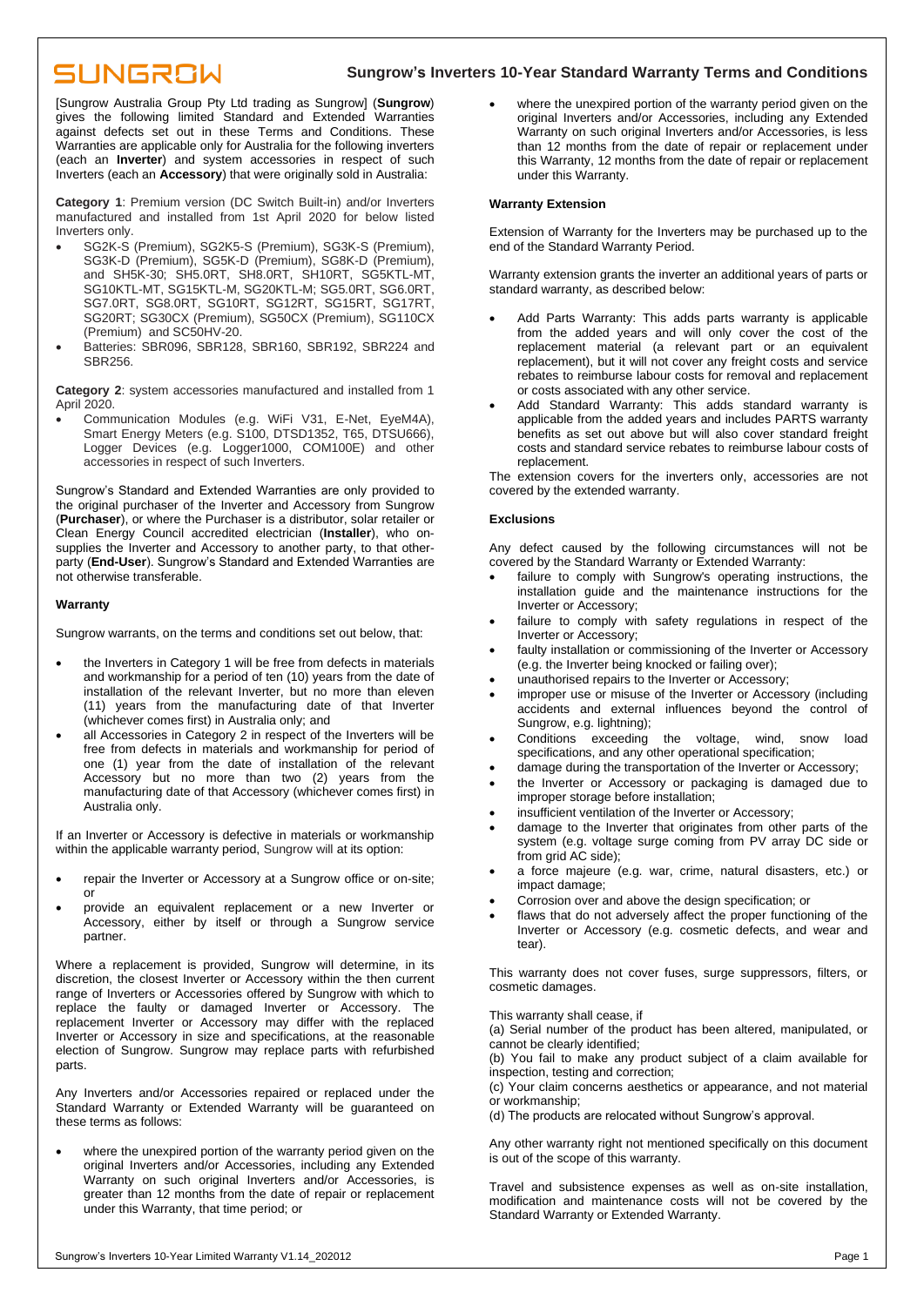# Sungrow's Inverters 10-Year Standard Warranty Terms and Conditions

[Sungrow Australia Group Pty Ltd trading as Sungrow] (**Sungrow**) gives the following limited Standard and Extended Warranties against defects set out in these Terms and Conditions. These Warranties are applicable only for Australia for the following inverters (each an **Inverter**) and system accessories in respect of such Inverters (each an **Accessory**) that were originally sold in Australia:

**Category 1**: Premium version (DC Switch Built-in) and/or Inverters manufactured and installed from 1st April 2020 for below listed Inverters only.

- SG2K-S (Premium), SG2K5-S (Premium), SG3K-S (Premium), SG3K-D (Premium), SG5K-D (Premium), SG8K-D (Premium), and SH5K-30; SH5.0RT, SH8.0RT, SH10RT, SG5KTL-MT, SG10KTL-MT, SG15KTL-M, SG20KTL-M; SG5.0RT, SG6.0RT, SG7.0RT, SG8.0RT, SG10RT, SG12RT, SG15RT, SG17RT, SG20RT; SG30CX (Premium), SG50CX (Premium), SG110CX (Premium) and SC50HV-20.
- Batteries: SBR096, SBR128, SBR160, SBR192, SBR224 and SBR256.

**Category 2**: system accessories manufactured and installed from 1 April 2020.

- Communication Modules (e.g. WiFi V31, E-Net, EyeM4A), Smart Energy Meters (e.g. S100, DTSD1352, T65, DTSU666), Logger Devices (e.g. Logger1000, COM100E) and other accessories in respect of such Inverters.

Sungrow's Standard and Extended Warranties are only provided to the original purchaser of the Inverter and Accessory from Sungrow (**Purchaser**), or where the Purchaser is a distributor, solar retailer or Clean Energy Council accredited electrician (**Installer**), who on-supplies the Inverter and Accessory to another party, to that other-party (**End-User**). Sungrow's Standard and Extended Warranties are not otherwise transferable.

## Warranty

Sungrow warrants, on the terms and conditions set out below, that:

- the Inverters in Category 1 will be free from defects in materials and workmanship for a period of ten (10) years from the date of installation of the relevant Inverter, but no more than eleven (11) years from the manufacturing date of that Inverter (whichever comes first) in Australia only; and
- all Accessories in Category 2 in respect of the Inverters will be free from defects in materials and workmanship for period of one (1) year from the date of installation of the relevant Accessory but no more than two (2) years from the manufacturing date of that Accessory (whichever comes first) in Australia only.

If an Inverter or Accessory is defective in materials or workmanship within the applicable warranty period, Sungrow will at its option:

- repair the Inverter or Accessory at a Sungrow office or on-site; or
- provide an equivalent replacement or a new Inverter or Accessory, either by itself or through a Sungrow service partner.

Where a replacement is provided, Sungrow will determine, in its discretion, the closest Inverter or Accessory within the then current range of Inverters or Accessories offered by Sungrow with which to replace the faulty or damaged Inverter or Accessory. The replacement Inverter or Accessory may differ with the replaced Inverter or Accessory in size and specifications, at the reasonable election of Sungrow. Sungrow may replace parts with refurbished parts.

Any Inverters and/or Accessories repaired or replaced under the Standard Warranty or Extended Warranty will be guaranteed on these terms as follows:

- where the unexpired portion of the warranty period given on the original Inverters and/or Accessories, including any Extended Warranty on such original Inverters and/or Accessories, is greater than 12 months from the date of repair or replacement under this Warranty, that time period; or
- where the unexpired portion of the warranty period given on the original Inverters and/or Accessories, including any Extended Warranty on such original Inverters and/or Accessories, is less than 12 months from the date of repair or replacement under this Warranty, 12 months from the date of repair or replacement under this Warranty.

## Warranty Extension

Extension of Warranty for the Inverters may be purchased up to the end of the Standard Warranty Period.

Warranty extension grants the inverter an additional years of parts or standard warranty, as described below:

- Add Parts Warranty: This adds parts warranty is applicable from the added years and will only cover the cost of the replacement material (a relevant part or an equivalent replacement), but it will not cover any freight costs and service rebates to reimburse labour costs for removal and replacement or costs associated with any other service.
- Add Standard Warranty: This adds standard warranty is applicable from the added years and includes PARTS warranty benefits as set out above but will also cover standard freight costs and standard service rebates to reimburse labour costs of replacement.

The extension covers for the inverters only, accessories are not covered by the extended warranty.

## Exclusions

Any defect caused by the following circumstances will not be covered by the Standard Warranty or Extended Warranty:

- failure to comply with Sungrow's operating instructions, the installation guide and the maintenance instructions for the Inverter or Accessory;
- failure to comply with safety regulations in respect of the Inverter or Accessory;
- faulty installation or commissioning of the Inverter or Accessory (e.g. the Inverter being knocked or failing over);
- unauthorised repairs to the Inverter or Accessory;
- improper use or misuse of the Inverter or Accessory (including accidents and external influences beyond the control of Sungrow, e.g. lightning);
- Conditions exceeding the voltage, wind, snow load specifications, and any other operational specification;
- damage during the transportation of the Inverter or Accessory;
- the Inverter or Accessory or packaging is damaged due to improper storage before installation;
- insufficient ventilation of the Inverter or Accessory;
- damage to the Inverter that originates from other parts of the system (e.g. voltage surge coming from PV array DC side or from grid AC side);
- a force majeure (e.g. war, crime, natural disasters, etc.) or impact damage;
- Corrosion over and above the design specification; or
- flaws that do not adversely affect the proper functioning of the Inverter or Accessory (e.g. cosmetic defects, and wear and tear).

This warranty does not cover fuses, surge suppressors, filters, or cosmetic damages.

This warranty shall cease, if

(a) Serial number of the product has been altered, manipulated, or cannot be clearly identified;

(b) You fail to make any product subject of a claim available for inspection, testing and correction;

(c) Your claim concerns aesthetics or appearance, and not material or workmanship;

(d) The products are relocated without Sungrow's approval.

Any other warranty right not mentioned specifically on this document is out of the scope of this warranty.

Travel and subsistence expenses as well as on-site installation, modification and maintenance costs will not be covered by the Standard Warranty or Extended Warranty.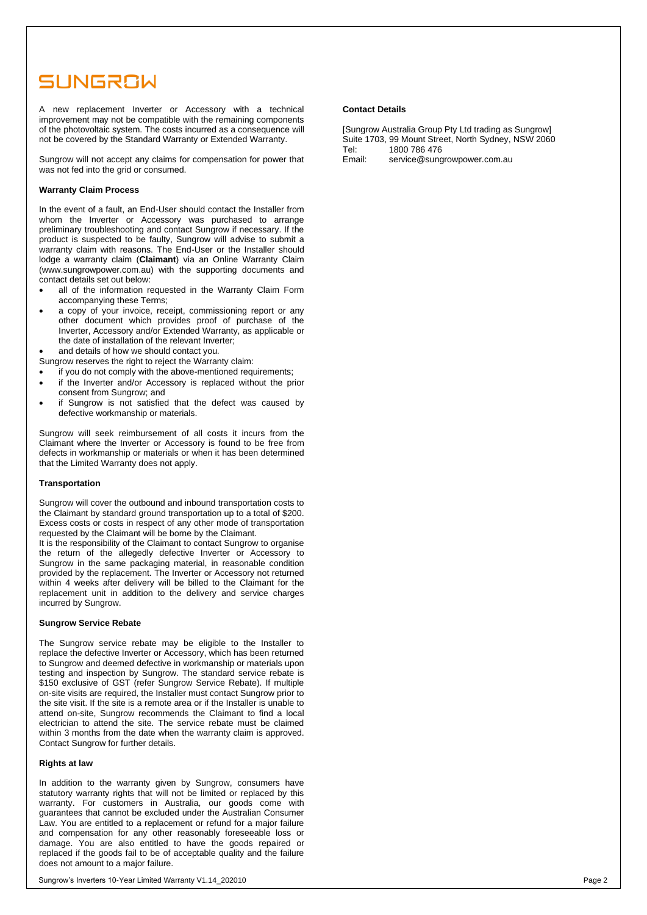SUNGROW

A new replacement Inverter or Accessory with a technical improvement may not be compatible with the remaining components of the photovoltaic system. The costs incurred as a consequence will not be covered by the Standard Warranty or Extended Warranty.

Sungrow will not accept any claims for compensation for power that was not fed into the grid or consumed.

**Warranty Claim Process**

In the event of a fault, an End-User should contact the Installer from whom the Inverter or Accessory was purchased to arrange preliminary troubleshooting and contact Sungrow if necessary. If the product is suspected to be faulty, Sungrow will advise to submit a warranty claim with reasons. The End-User or the Installer should lodge a warranty claim (**Claimant**) via an Online Warranty Claim (www.sungrowpower.com.au) with the supporting documents and contact details set out below:

- all of the information requested in the Warranty Claim Form accompanying these Terms;
- a copy of your invoice, receipt, commissioning report or any other document which provides proof of purchase of the Inverter, Accessory and/or Extended Warranty, as applicable or the date of installation of the relevant Inverter;
- and details of how we should contact you.

Sungrow reserves the right to reject the Warranty claim:

- if you do not comply with the above-mentioned requirements;
- if the Inverter and/or Accessory is replaced without the prior consent from Sungrow; and
- if Sungrow is not satisfied that the defect was caused by defective workmanship or materials.

Sungrow will seek reimbursement of all costs it incurs from the Claimant where the Inverter or Accessory is found to be free from defects in workmanship or materials or when it has been determined that the Limited Warranty does not apply.

**Transportation**

Sungrow will cover the outbound and inbound transportation costs to the Claimant by standard ground transportation up to a total of $200. Excess costs or costs in respect of any other mode of transportation requested by the Claimant will be borne by the Claimant.
It is the responsibility of the Claimant to contact Sungrow to organise the return of the allegedly defective Inverter or Accessory to Sungrow in the same packaging material, in reasonable condition provided by the replacement. The Inverter or Accessory not returned within 4 weeks after delivery will be billed to the Claimant for the replacement unit in addition to the delivery and service charges incurred by Sungrow.

**Sungrow Service Rebate**

The Sungrow service rebate may be eligible to the Installer to replace the defective Inverter or Accessory, which has been returned to Sungrow and deemed defective in workmanship or materials upon testing and inspection by Sungrow. The standard service rebate is $150 exclusive of GST (refer Sungrow Service Rebate). If multiple on-site visits are required, the Installer must contact Sungrow prior to the site visit. If the site is a remote area or if the Installer is unable to attend on-site, Sungrow recommends the Claimant to find a local electrician to attend the site. The service rebate must be claimed within 3 months from the date when the warranty claim is approved. Contact Sungrow for further details.

**Rights at law**

In addition to the warranty given by Sungrow, consumers have statutory warranty rights that will not be limited or replaced by this warranty. For customers in Australia, our goods come with guarantees that cannot be excluded under the Australian Consumer Law. You are entitled to a replacement or refund for a major failure and compensation for any other reasonably foreseeable loss or damage. You are also entitled to have the goods repaired or replaced if the goods fail to be of acceptable quality and the failure does not amount to a major failure.

**Contact Details**

[Sungrow Australia Group Pty Ltd trading as Sungrow]
Suite 1703, 99 Mount Street, North Sydney, NSW 2060
Tel: 1800 786 476
Email: service@sungrowpower.com.au